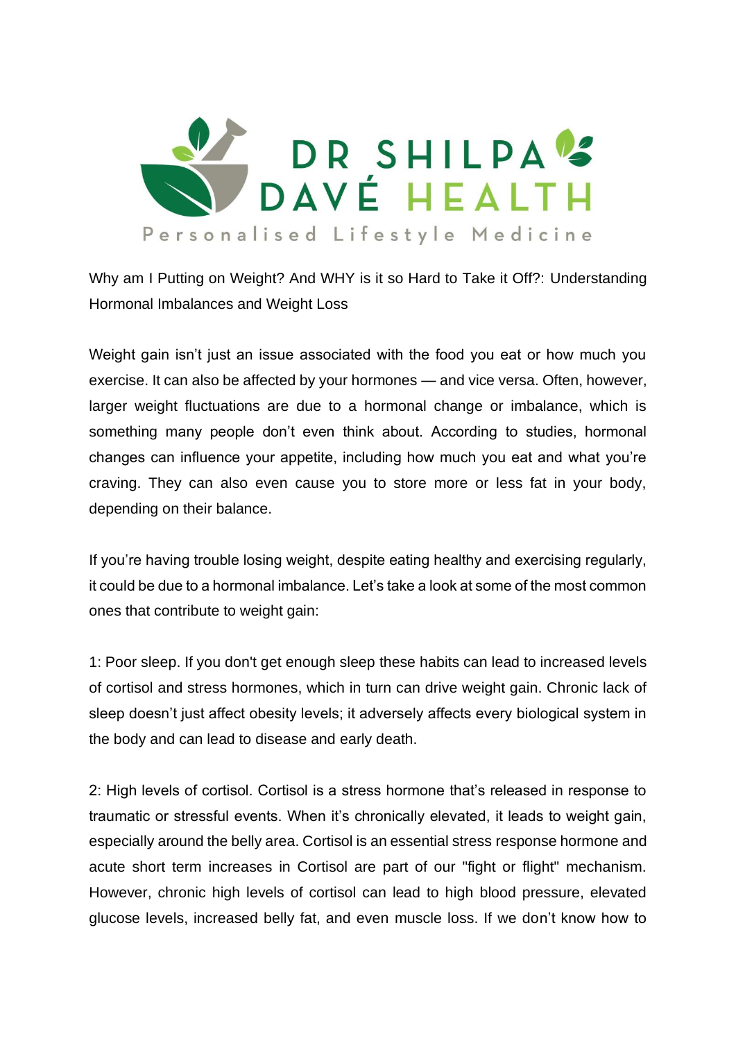DR SHILPA DAVÉ HEALTH

Personalised Lifestyle Medicine

# Why am I Putting on Weight? And WHY is it so Hard to Take it Off?: Understanding Hormonal Imbalances and Weight Loss

Weight gain isn't just an issue associated with the food you eat or how much you exercise. It can also be affected by your hormones — and vice versa. Often, however, larger weight fluctuations are due to a hormonal change or imbalance, which is something many people don't even think about. According to studies, hormonal changes can influence your appetite, including how much you eat and what you're craving. They can also even cause you to store more or less fat in your body, depending on their balance.

If you're having trouble losing weight, despite eating healthy and exercising regularly, it could be due to a hormonal imbalance. Let's take a look at some of the most common ones that contribute to weight gain:

1: Poor sleep. If you don't get enough sleep these habits can lead to increased levels of cortisol and stress hormones, which in turn can drive weight gain. Chronic lack of sleep doesn't just affect obesity levels; it adversely affects every biological system in the body and can lead to disease and early death.

2: High levels of cortisol. Cortisol is a stress hormone that's released in response to traumatic or stressful events. When it's chronically elevated, it leads to weight gain, especially around the belly area. Cortisol is an essential stress response hormone and acute short term increases in Cortisol are part of our "fight or flight" mechanism. However, chronic high levels of cortisol can lead to high blood pressure, elevated glucose levels, increased belly fat, and even muscle loss. If we don't know how to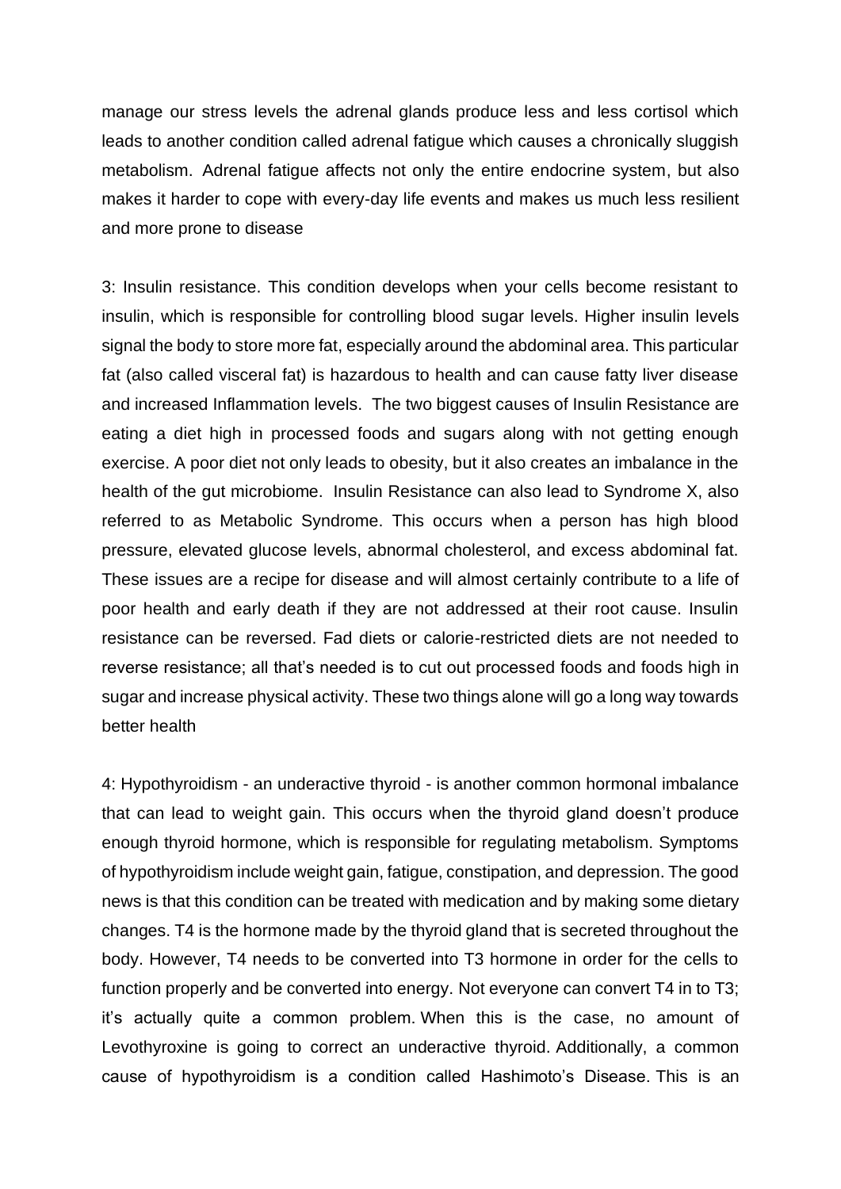manage our stress levels the adrenal glands produce less and less cortisol which leads to another condition called adrenal fatigue which causes a chronically sluggish metabolism. Adrenal fatigue affects not only the entire endocrine system, but also makes it harder to cope with every-day life events and makes us much less resilient and more prone to disease

3: Insulin resistance. This condition develops when your cells become resistant to insulin, which is responsible for controlling blood sugar levels. Higher insulin levels signal the body to store more fat, especially around the abdominal area. This particular fat (also called visceral fat) is hazardous to health and can cause fatty liver disease and increased Inflammation levels. The two biggest causes of Insulin Resistance are eating a diet high in processed foods and sugars along with not getting enough exercise. A poor diet not only leads to obesity, but it also creates an imbalance in the health of the gut microbiome. Insulin Resistance can also lead to Syndrome X, also referred to as Metabolic Syndrome. This occurs when a person has high blood pressure, elevated glucose levels, abnormal cholesterol, and excess abdominal fat. These issues are a recipe for disease and will almost certainly contribute to a life of poor health and early death if they are not addressed at their root cause. Insulin resistance can be reversed. Fad diets or calorie-restricted diets are not needed to reverse resistance; all that's needed is to cut out processed foods and foods high in sugar and increase physical activity. These two things alone will go a long way towards better health

4: Hypothyroidism - an underactive thyroid - is another common hormonal imbalance that can lead to weight gain. This occurs when the thyroid gland doesn't produce enough thyroid hormone, which is responsible for regulating metabolism. Symptoms of hypothyroidism include weight gain, fatigue, constipation, and depression. The good news is that this condition can be treated with medication and by making some dietary changes. T4 is the hormone made by the thyroid gland that is secreted throughout the body. However, T4 needs to be converted into T3 hormone in order for the cells to function properly and be converted into energy. Not everyone can convert T4 in to T3; it's actually quite a common problem. When this is the case, no amount of Levothyroxine is going to correct an underactive thyroid. Additionally, a common cause of hypothyroidism is a condition called Hashimoto's Disease. This is an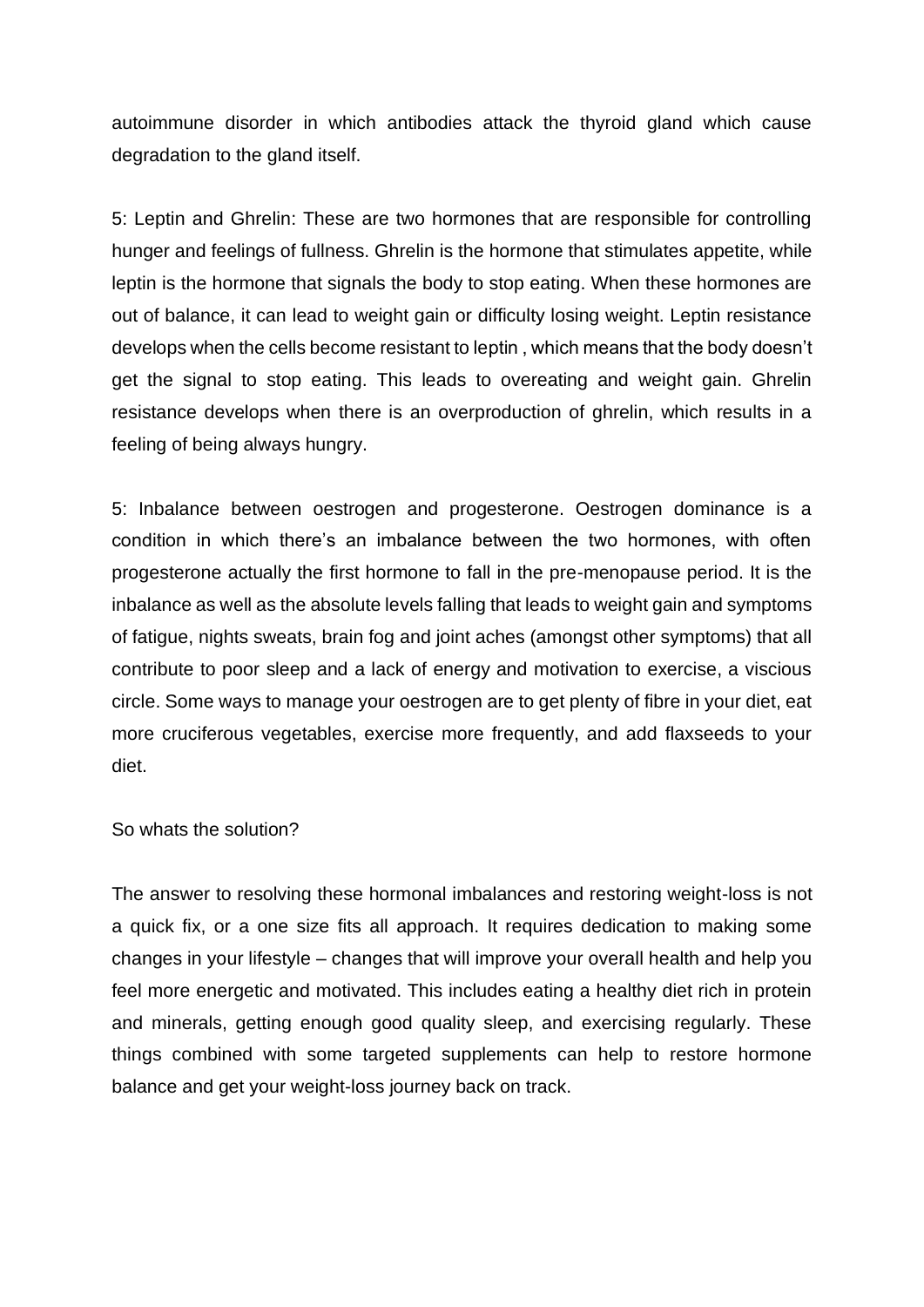autoimmune disorder in which antibodies attack the thyroid gland which cause degradation to the gland itself.

5: Leptin and Ghrelin: These are two hormones that are responsible for controlling hunger and feelings of fullness. Ghrelin is the hormone that stimulates appetite, while leptin is the hormone that signals the body to stop eating. When these hormones are out of balance, it can lead to weight gain or difficulty losing weight. Leptin resistance develops when the cells become resistant to leptin , which means that the body doesn't get the signal to stop eating. This leads to overeating and weight gain. Ghrelin resistance develops when there is an overproduction of ghrelin, which results in a feeling of being always hungry.

5: Inbalance between oestrogen and progesterone. Oestrogen dominance is a condition in which there's an imbalance between the two hormones, with often progesterone actually the first hormone to fall in the pre-menopause period. It is the inbalance as well as the absolute levels falling that leads to weight gain and symptoms of fatigue, nights sweats, brain fog and joint aches (amongst other symptoms) that all contribute to poor sleep and a lack of energy and motivation to exercise, a viscious circle. Some ways to manage your oestrogen are to get plenty of fibre in your diet, eat more cruciferous vegetables, exercise more frequently, and add flaxseeds to your diet.

So whats the solution?

The answer to resolving these hormonal imbalances and restoring weight-loss is not a quick fix, or a one size fits all approach. It requires dedication to making some changes in your lifestyle – changes that will improve your overall health and help you feel more energetic and motivated. This includes eating a healthy diet rich in protein and minerals, getting enough good quality sleep, and exercising regularly. These things combined with some targeted supplements can help to restore hormone balance and get your weight-loss journey back on track.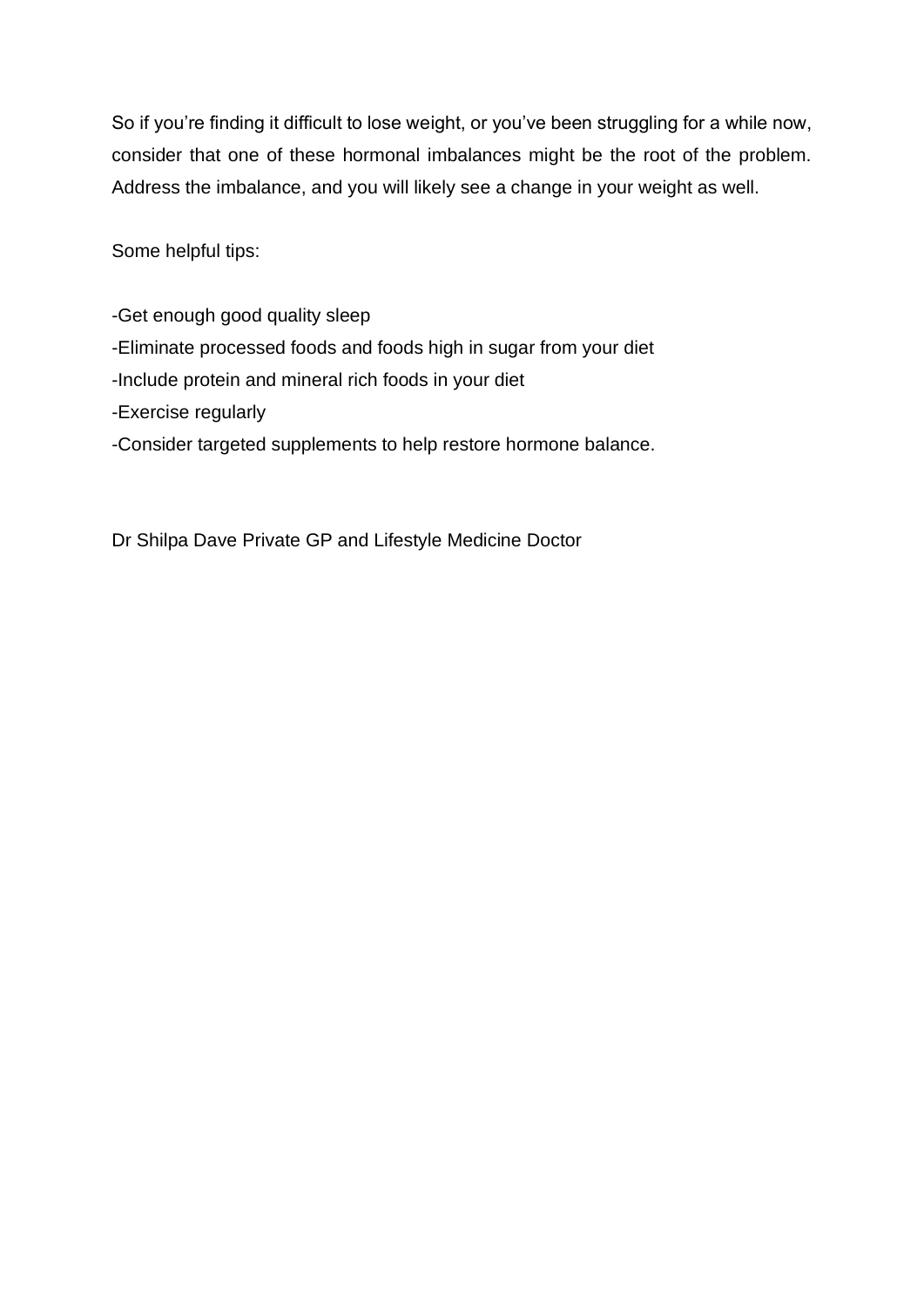So if you're finding it difficult to lose weight, or you've been struggling for a while now, consider that one of these hormonal imbalances might be the root of the problem. Address the imbalance, and you will likely see a change in your weight as well.

Some helpful tips:

-Get enough good quality sleep
-Eliminate processed foods and foods high in sugar from your diet
-Include protein and mineral rich foods in your diet
-Exercise regularly
-Consider targeted supplements to help restore hormone balance.

Dr Shilpa Dave Private GP and Lifestyle Medicine Doctor